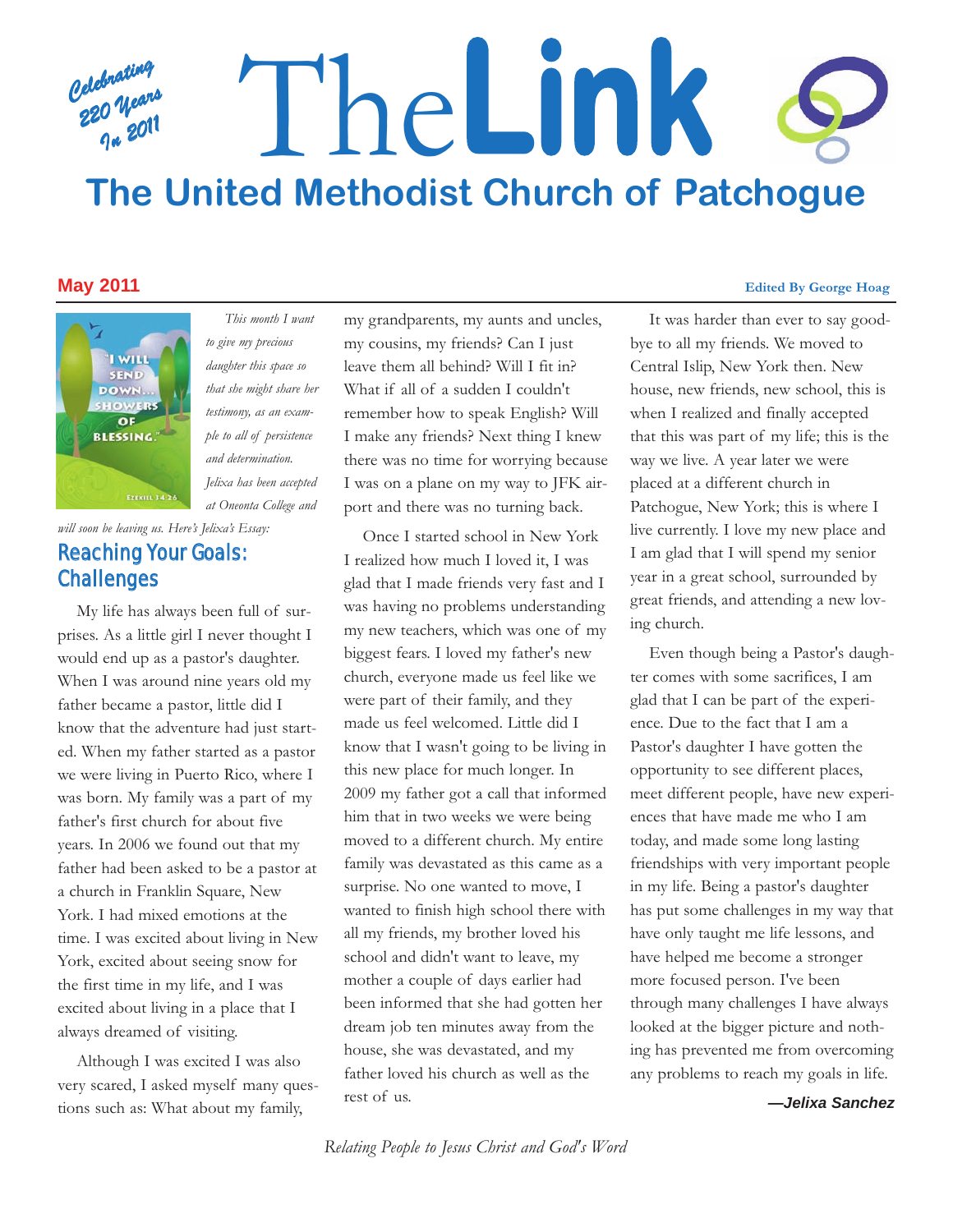Celebrating 220 Years In 2011

# The Link

## The United Methodist Church of Patchogue

**May 2011**

**Edited By George Hoag**

"I will send down... showers of blessing." Ezekiel 34:26

*This month I want to give my precious daughter this space so that she might share her testimony, as an example to all of persistence and determination. Jelixa has been accepted at Oneonta College and will soon be leaving us. Here's Jelixa's Essay:*

## Reaching Your Goals: Challenges

My life has always been full of surprises. As a little girl I never thought I would end up as a pastor's daughter. When I was around nine years old my father became a pastor, little did I know that the adventure had just started. When my father started as a pastor we were living in Puerto Rico, where I was born. My family was a part of my father's first church for about five years. In 2006 we found out that my father had been asked to be a pastor at a church in Franklin Square, New York. I had mixed emotions at the time. I was excited about living in New York, excited about seeing snow for the first time in my life, and I was excited about living in a place that I always dreamed of visiting.

Although I was excited I was also very scared, I asked myself many questions such as: What about my family, my grandparents, my aunts and uncles, my cousins, my friends? Can I just leave them all behind? Will I fit in? What if all of a sudden I couldn't remember how to speak English? Will I make any friends? Next thing I knew there was no time for worrying because I was on a plane on my way to JFK airport and there was no turning back.

Once I started school in New York I realized how much I loved it, I was glad that I made friends very fast and I was having no problems understanding my new teachers, which was one of my biggest fears. I loved my father's new church, everyone made us feel like we were part of their family, and they made us feel welcomed. Little did I know that I wasn't going to be living in this new place for much longer. In 2009 my father got a call that informed him that in two weeks we were being moved to a different church. My entire family was devastated as this came as a surprise. No one wanted to move, I wanted to finish high school there with all my friends, my brother loved his school and didn't want to leave, my mother a couple of days earlier had been informed that she had gotten her dream job ten minutes away from the house, she was devastated, and my father loved his church as well as the rest of us.

It was harder than ever to say goodbye to all my friends. We moved to Central Islip, New York then. New house, new friends, new school, this is when I realized and finally accepted that this was part of my life; this is the way we live. A year later we were placed at a different church in Patchogue, New York; this is where I live currently. I love my new place and I am glad that I will spend my senior year in a great school, surrounded by great friends, and attending a new loving church.

Even though being a Pastor's daughter comes with some sacrifices, I am glad that I can be part of the experience. Due to the fact that I am a Pastor's daughter I have gotten the opportunity to see different places, meet different people, have new experiences that have made me who I am today, and made some long lasting friendships with very important people in my life. Being a pastor's daughter has put some challenges in my way that have only taught me life lessons, and have helped me become a stronger more focused person. I've been through many challenges I have always looked at the bigger picture and nothing has prevented me from overcoming any problems to reach my goals in life.

***—Jelixa Sanchez***

*Relating People to Jesus Christ and God's Word*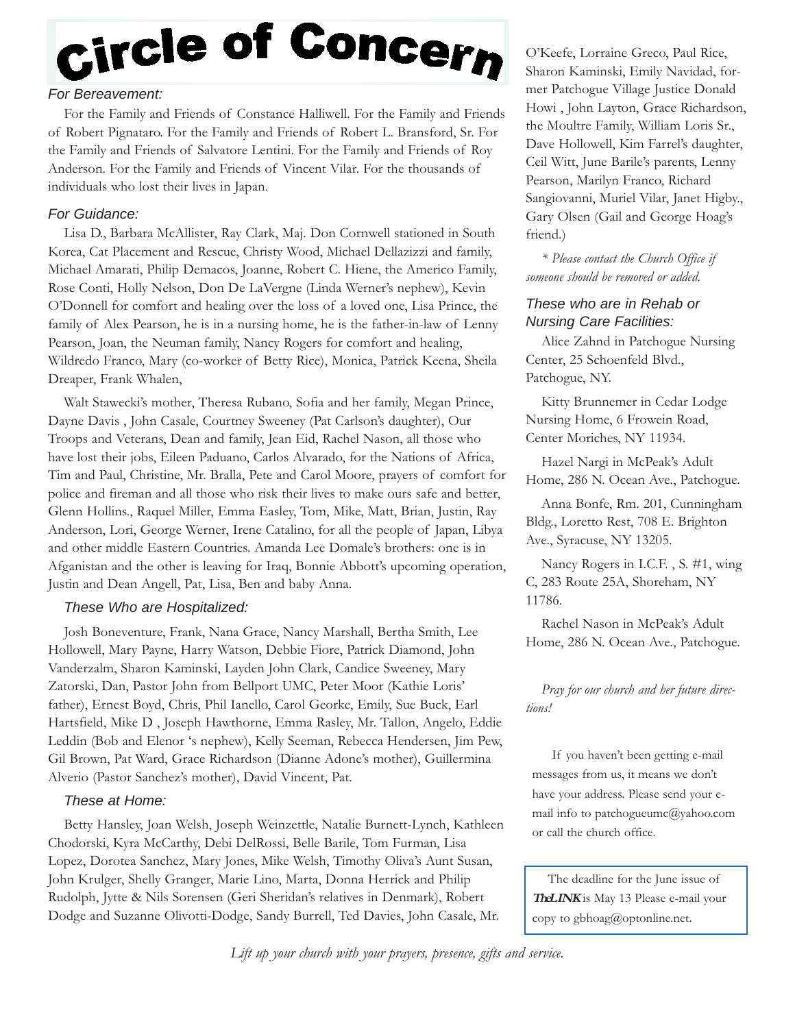# Circle of Concern

### *For Bereavement:*

For the Family and Friends of Constance Halliwell. For the Family and Friends of Robert Pignataro. For the Family and Friends of Robert L. Bransford, Sr. For the Family and Friends of Salvatore Lentini. For the Family and Friends of Roy Anderson. For the Family and Friends of Vincent Vilar. For the thousands of individuals who lost their lives in Japan.

### *For Guidance:*

Lisa D., Barbara McAllister, Ray Clark, Maj. Don Cornwell stationed in South Korea, Cat Placement and Rescue, Christy Wood, Michael Dellazizzi and family, Michael Amarati, Philip Demacos, Joanne, Robert C. Hiene, the Americo Family, Rose Conti, Holly Nelson, Don De LaVergne (Linda Werner's nephew), Kevin O'Donnell for comfort and healing over the loss of a loved one, Lisa Prince, the family of Alex Pearson, he is in a nursing home, he is the father-in-law of Lenny Pearson, Joan, the Neuman family, Nancy Rogers for comfort and healing, Wildredo Franco, Mary (co-worker of Betty Rice), Monica, Patrick Keena, Sheila Dreaper, Frank Whalen,

Walt Stawecki's mother, Theresa Rubano, Sofia and her family, Megan Prince, Dayne Davis , John Casale, Courtney Sweeney (Pat Carlson's daughter), Our Troops and Veterans, Dean and family, Jean Eid, Rachel Nason, all those who have lost their jobs, Eileen Paduano, Carlos Alvarado, for the Nations of Africa, Tim and Paul, Christine, Mr. Bralla, Pete and Carol Moore, prayers of comfort for police and fireman and all those who risk their lives to make ours safe and better, Glenn Hollins., Raquel Miller, Emma Easley, Tom, Mike, Matt, Brian, Justin, Ray Anderson, Lori, George Werner, Irene Catalino, for all the people of Japan, Libya and other middle Eastern Countries. Amanda Lee Domale's brothers: one is in Afganistan and the other is leaving for Iraq, Bonnie Abbott's upcoming operation, Justin and Dean Angell, Pat, Lisa, Ben and baby Anna.

### *These Who are Hospitalized:*

Josh Boneventure, Frank, Nana Grace, Nancy Marshall, Bertha Smith, Lee Hollowell, Mary Payne, Harry Watson, Debbie Fiore, Patrick Diamond, John Vanderzalm, Sharon Kaminski, Layden John Clark, Candice Sweeney, Mary Zatorski, Dan, Pastor John from Bellport UMC, Peter Moor (Kathie Loris' father), Ernest Boyd, Chris, Phil Ianello, Carol Georke, Emily, Sue Buck, Earl Hartsfield, Mike D , Joseph Hawthorne, Emma Rasley, Mr. Tallon, Angelo, Eddie Leddin (Bob and Elenor 's nephew), Kelly Seeman, Rebecca Hendersen, Jim Pew, Gil Brown, Pat Ward, Grace Richardson (Dianne Adone's mother), Guillermina Alverio (Pastor Sanchez's mother), David Vincent, Pat.

### *These at Home:*

Betty Hansley, Joan Welsh, Joseph Weinzettle, Natalie Burnett-Lynch, Kathleen Chodorski, Kyra McCarthy, Debi DelRossi, Belle Barile, Tom Furman, Lisa Lopez, Dorotea Sanchez, Mary Jones, Mike Welsh, Timothy Oliva's Aunt Susan, John Krulger, Shelly Granger, Marie Lino, Marta, Donna Herrick and Philip Rudolph, Jytte & Nils Sorensen (Geri Sheridan's relatives in Denmark), Robert Dodge and Suzanne Olivotti-Dodge, Sandy Burrell, Ted Davies, John Casale, Mr. O'Keefe, Lorraine Greco, Paul Rice, Sharon Kaminski, Emily Navidad, former Patchogue Village Justice Donald Howi , John Layton, Grace Richardson, the Moultre Family, William Loris Sr., Dave Hollowell, Kim Farrel's daughter, Ceil Witt, June Barile's parents, Lenny Pearson, Marilyn Franco, Richard Sangiovanni, Muriel Vilar, Janet Higby., Gary Olsen (Gail and George Hoag's friend.)

*\* Please contact the Church Office if someone should be removed or added.*

### *These who are in Rehab or Nursing Care Facilities:*

Alice Zahnd in Patchogue Nursing Center, 25 Schoenfeld Blvd., Patchogue, NY.

Kitty Brunnemer in Cedar Lodge Nursing Home, 6 Frowein Road, Center Moriches, NY 11934.

Hazel Nargi in McPeak's Adult Home, 286 N. Ocean Ave., Patchogue.

Anna Bonfe, Rm. 201, Cunningham Bldg., Loretto Rest, 708 E. Brighton Ave., Syracuse, NY 13205.

Nancy Rogers in I.C.F. , S. #1, wing C, 283 Route 25A, Shoreham, NY 11786.

Rachel Nason in McPeak's Adult Home, 286 N. Ocean Ave., Patchogue.

*Pray for our church and her future directions!*

If you haven't been getting e-mail messages from us, it means we don't have your address. Please send your e-mail info to patchogueumc@yahoo.com or call the church office.

The deadline for the June issue of ***The LINK*** is May 13 Please e-mail your copy to gbhoag@optonline.net.

*Lift up your church with your prayers, presence, gifts and service.*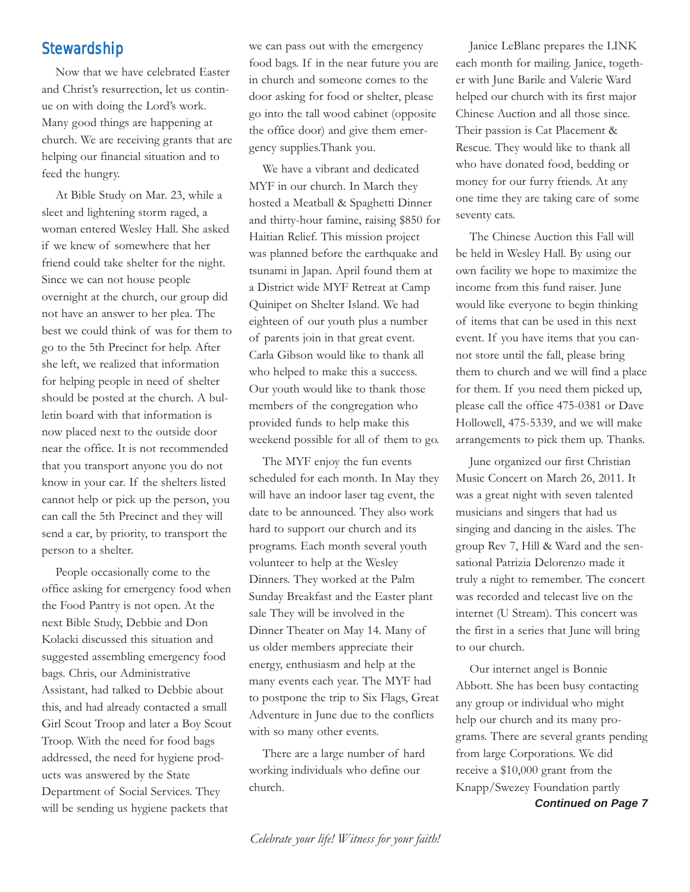## Stewardship

Now that we have celebrated Easter and Christ's resurrection, let us continue on with doing the Lord's work. Many good things are happening at church. We are receiving grants that are helping our financial situation and to feed the hungry.

At Bible Study on Mar. 23, while a sleet and lightening storm raged, a woman entered Wesley Hall. She asked if we knew of somewhere that her friend could take shelter for the night. Since we can not house people overnight at the church, our group did not have an answer to her plea. The best we could think of was for them to go to the 5th Precinct for help. After she left, we realized that information for helping people in need of shelter should be posted at the church. A bulletin board with that information is now placed next to the outside door near the office. It is not recommended that you transport anyone you do not know in your car. If the shelters listed cannot help or pick up the person, you can call the 5th Precinct and they will send a car, by priority, to transport the person to a shelter.

People occasionally come to the office asking for emergency food when the Food Pantry is not open. At the next Bible Study, Debbie and Don Kolacki discussed this situation and suggested assembling emergency food bags. Chris, our Administrative Assistant, had talked to Debbie about this, and had already contacted a small Girl Scout Troop and later a Boy Scout Troop. With the need for food bags addressed, the need for hygiene products was answered by the State Department of Social Services. They will be sending us hygiene packets that we can pass out with the emergency food bags. If in the near future you are in church and someone comes to the door asking for food or shelter, please go into the tall wood cabinet (opposite the office door) and give them emergency supplies.Thank you.

We have a vibrant and dedicated MYF in our church. In March they hosted a Meatball & Spaghetti Dinner and thirty-hour famine, raising $850 for Haitian Relief. This mission project was planned before the earthquake and tsunami in Japan. April found them at a District wide MYF Retreat at Camp Quinipet on Shelter Island. We had eighteen of our youth plus a number of parents join in that great event. Carla Gibson would like to thank all who helped to make this a success. Our youth would like to thank those members of the congregation who provided funds to help make this weekend possible for all of them to go.

The MYF enjoy the fun events scheduled for each month. In May they will have an indoor laser tag event, the date to be announced. They also work hard to support our church and its programs. Each month several youth volunteer to help at the Wesley Dinners. They worked at the Palm Sunday Breakfast and the Easter plant sale They will be involved in the Dinner Theater on May 14. Many of us older members appreciate their energy, enthusiasm and help at the many events each year. The MYF had to postpone the trip to Six Flags, Great Adventure in June due to the conflicts with so many other events.

There are a large number of hard working individuals who define our church.

Janice LeBlanc prepares the LINK each month for mailing. Janice, together with June Barile and Valerie Ward helped our church with its first major Chinese Auction and all those since. Their passion is Cat Placement & Rescue. They would like to thank all who have donated food, bedding or money for our furry friends. At any one time they are taking care of some seventy cats.

The Chinese Auction this Fall will be held in Wesley Hall. By using our own facility we hope to maximize the income from this fund raiser. June would like everyone to begin thinking of items that can be used in this next event. If you have items that you cannot store until the fall, please bring them to church and we will find a place for them. If you need them picked up, please call the office 475-0381 or Dave Hollowell, 475-5339, and we will make arrangements to pick them up. Thanks.

June organized our first Christian Music Concert on March 26, 2011. It was a great night with seven talented musicians and singers that had us singing and dancing in the aisles. The group Rev 7, Hill & Ward and the sensational Patrizia Delorenzo made it truly a night to remember. The concert was recorded and telecast live on the internet (U Stream). This concert was the first in a series that June will bring to our church.

Our internet angel is Bonnie Abbott. She has been busy contacting any group or individual who might help our church and its many programs. There are several grants pending from large Corporations. We did receive a $10,000 grant from the Knapp/Swezey Foundation partly

***Continued on Page 7***

*Celebrate your life! Witness for your faith!*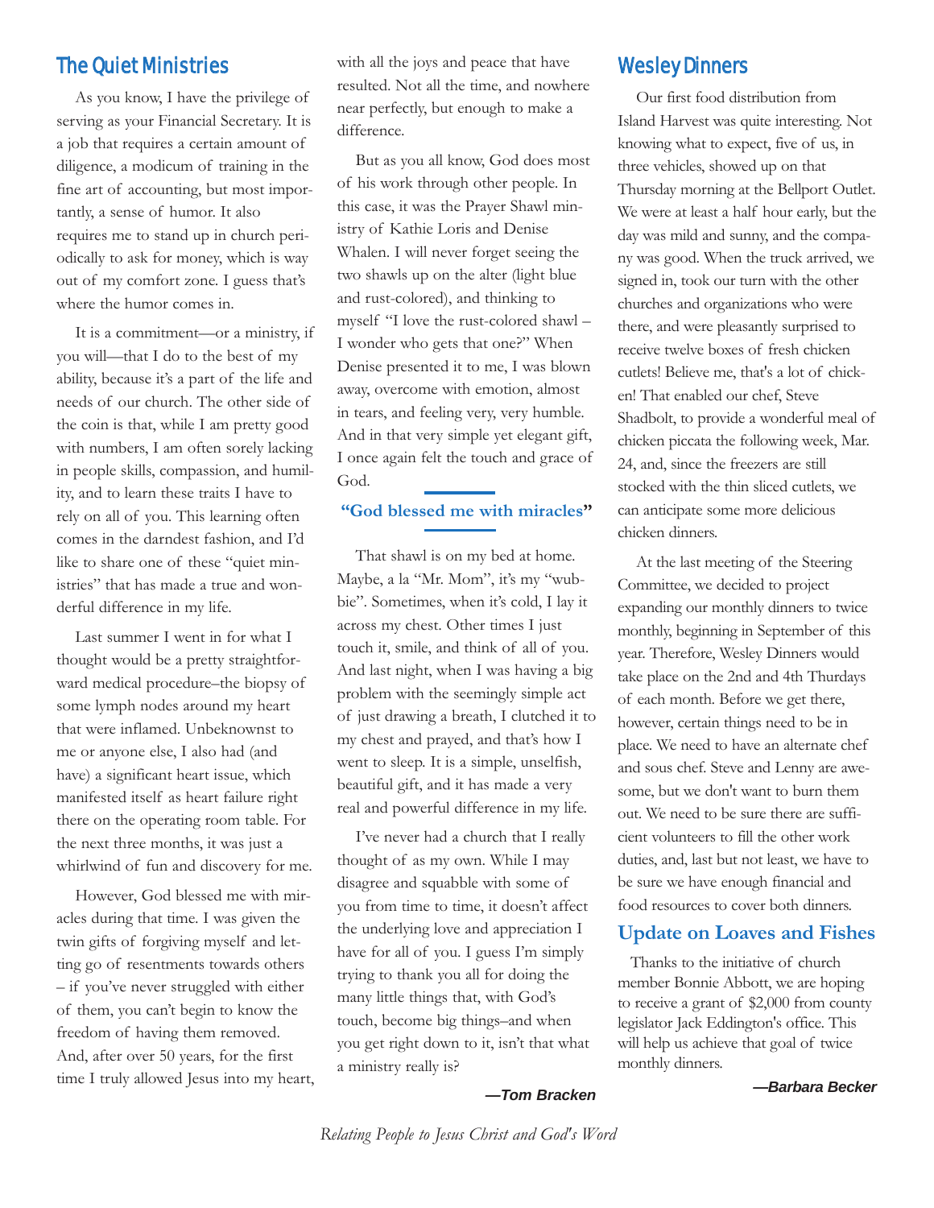## The Quiet Ministries

As you know, I have the privilege of serving as your Financial Secretary. It is a job that requires a certain amount of diligence, a modicum of training in the fine art of accounting, but most importantly, a sense of humor. It also requires me to stand up in church periodically to ask for money, which is way out of my comfort zone. I guess that's where the humor comes in.

It is a commitment—or a ministry, if you will—that I do to the best of my ability, because it's a part of the life and needs of our church. The other side of the coin is that, while I am pretty good with numbers, I am often sorely lacking in people skills, compassion, and humility, and to learn these traits I have to rely on all of you. This learning often comes in the darndest fashion, and I'd like to share one of these "quiet ministries" that has made a true and wonderful difference in my life.

Last summer I went in for what I thought would be a pretty straightforward medical procedure–the biopsy of some lymph nodes around my heart that were inflamed. Unbeknownst to me or anyone else, I also had (and have) a significant heart issue, which manifested itself as heart failure right there on the operating room table. For the next three months, it was just a whirlwind of fun and discovery for me.

However, God blessed me with miracles during that time. I was given the twin gifts of forgiving myself and letting go of resentments towards others – if you've never struggled with either of them, you can't begin to know the freedom of having them removed. And, after over 50 years, for the first time I truly allowed Jesus into my heart, with all the joys and peace that have resulted. Not all the time, and nowhere near perfectly, but enough to make a difference.

But as you all know, God does most of his work through other people. In this case, it was the Prayer Shawl ministry of Kathie Loris and Denise Whalen. I will never forget seeing the two shawls up on the alter (light blue and rust-colored), and thinking to myself "I love the rust-colored shawl – I wonder who gets that one?" When Denise presented it to me, I was blown away, overcome with emotion, almost in tears, and feeling very, very humble. And in that very simple yet elegant gift, I once again felt the touch and grace of God.

**"God blessed me with miracles"**

That shawl is on my bed at home. Maybe, a la "Mr. Mom", it's my "wubbie". Sometimes, when it's cold, I lay it across my chest. Other times I just touch it, smile, and think of all of you. And last night, when I was having a big problem with the seemingly simple act of just drawing a breath, I clutched it to my chest and prayed, and that's how I went to sleep. It is a simple, unselfish, beautiful gift, and it has made a very real and powerful difference in my life.

I've never had a church that I really thought of as my own. While I may disagree and squabble with some of you from time to time, it doesn't affect the underlying love and appreciation I have for all of you. I guess I'm simply trying to thank you all for doing the many little things that, with God's touch, become big things–and when you get right down to it, isn't that what a ministry really is?

***—Tom Bracken***

## Wesley Dinners

Our first food distribution from Island Harvest was quite interesting. Not knowing what to expect, five of us, in three vehicles, showed up on that Thursday morning at the Bellport Outlet. We were at least a half hour early, but the day was mild and sunny, and the company was good. When the truck arrived, we signed in, took our turn with the other churches and organizations who were there, and were pleasantly surprised to receive twelve boxes of fresh chicken cutlets! Believe me, that's a lot of chicken! That enabled our chef, Steve Shadbolt, to provide a wonderful meal of chicken piccata the following week, Mar. 24, and, since the freezers are still stocked with the thin sliced cutlets, we can anticipate some more delicious chicken dinners.

At the last meeting of the Steering Committee, we decided to project expanding our monthly dinners to twice monthly, beginning in September of this year. Therefore, Wesley Dinners would take place on the 2nd and 4th Thurdays of each month. Before we get there, however, certain things need to be in place. We need to have an alternate chef and sous chef. Steve and Lenny are awesome, but we don't want to burn them out. We need to be sure there are sufficient volunteers to fill the other work duties, and, last but not least, we have to be sure we have enough financial and food resources to cover both dinners.

## Update on Loaves and Fishes

Thanks to the initiative of church member Bonnie Abbott, we are hoping to receive a grant of $2,000 from county legislator Jack Eddington's office. This will help us achieve that goal of twice monthly dinners.

***—Barbara Becker***

*Relating People to Jesus Christ and God's Word*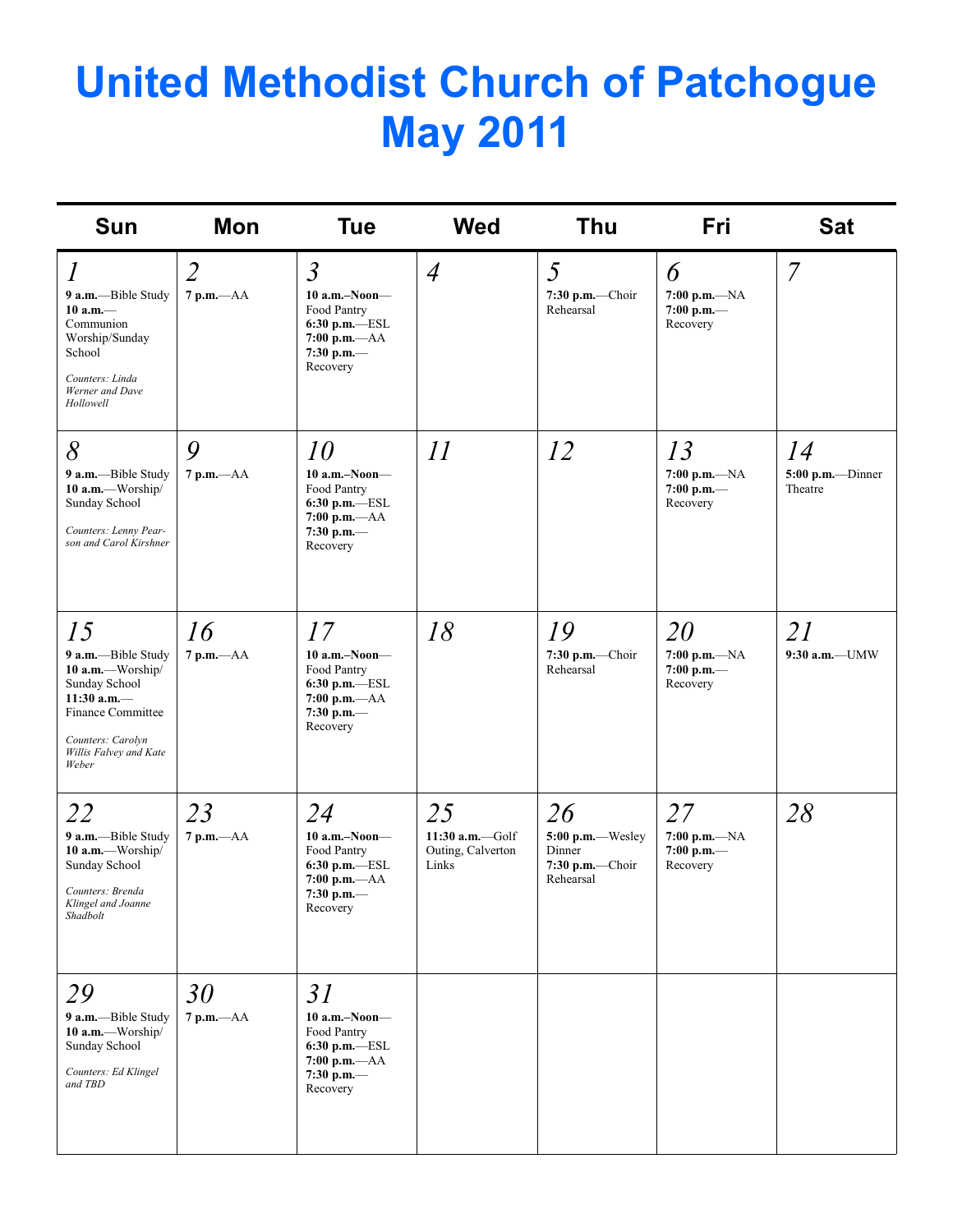# United Methodist Church of Patchogue May 2011

| Sun | Mon | Tue | Wed | Thu | Fri | Sat |
|---|---|---|---|---|---|---|
| *1* **9 a.m.**—Bible Study **10 a.m.**—Communion Worship/Sunday School *Counters: Linda Werner and Dave Hollowell* | *2* **7 p.m.**—AA | *3* **10 a.m.–Noon**—Food Pantry **6:30 p.m.**—ESL **7:00 p.m.**—AA **7:30 p.m.**—Recovery | *4* | *5* **7:30 p.m.**—Choir Rehearsal | *6* **7:00 p.m.**—NA **7:00 p.m.**—Recovery | *7* |
| *8* **9 a.m.**—Bible Study **10 a.m.**—Worship/ Sunday School *Counters: Lenny Pearson and Carol Kirshner* | *9* **7 p.m.**—AA | *10* **10 a.m.–Noon**—Food Pantry **6:30 p.m.**—ESL **7:00 p.m.**—AA **7:30 p.m.**—Recovery | *11* | *12* | *13* **7:00 p.m.**—NA **7:00 p.m.**—Recovery | *14* **5:00 p.m.**—Dinner Theatre |
| *15* **9 a.m.**—Bible Study **10 a.m.**—Worship/ Sunday School **11:30 a.m.**—Finance Committee *Counters: Carolyn Willis Falvey and Kate Weber* | *16* **7 p.m.**—AA | *17* **10 a.m.–Noon**—Food Pantry **6:30 p.m.**—ESL **7:00 p.m.**—AA **7:30 p.m.**—Recovery | *18* | *19* **7:30 p.m.**—Choir Rehearsal | *20* **7:00 p.m.**—NA **7:00 p.m.**—Recovery | *21* **9:30 a.m.**—UMW |
| *22* **9 a.m.**—Bible Study **10 a.m.**—Worship/ Sunday School *Counters: Brenda Klingel and Joanne Shadbolt* | *23* **7 p.m.**—AA | *24* **10 a.m.–Noon**—Food Pantry **6:30 p.m.**—ESL **7:00 p.m.**—AA **7:30 p.m.**—Recovery | *25* **11:30 a.m.**—Golf Outing, Calverton Links | *26* **5:00 p.m.**—Wesley Dinner **7:30 p.m.**—Choir Rehearsal | *27* **7:00 p.m.**—NA **7:00 p.m.**—Recovery | *28* |
| *29* **9 a.m.**—Bible Study **10 a.m.**—Worship/ Sunday School *Counters: Ed Klingel and TBD* | *30* **7 p.m.**—AA | *31* **10 a.m.–Noon**—Food Pantry **6:30 p.m.**—ESL **7:00 p.m.**—AA **7:30 p.m.**—Recovery | | | | |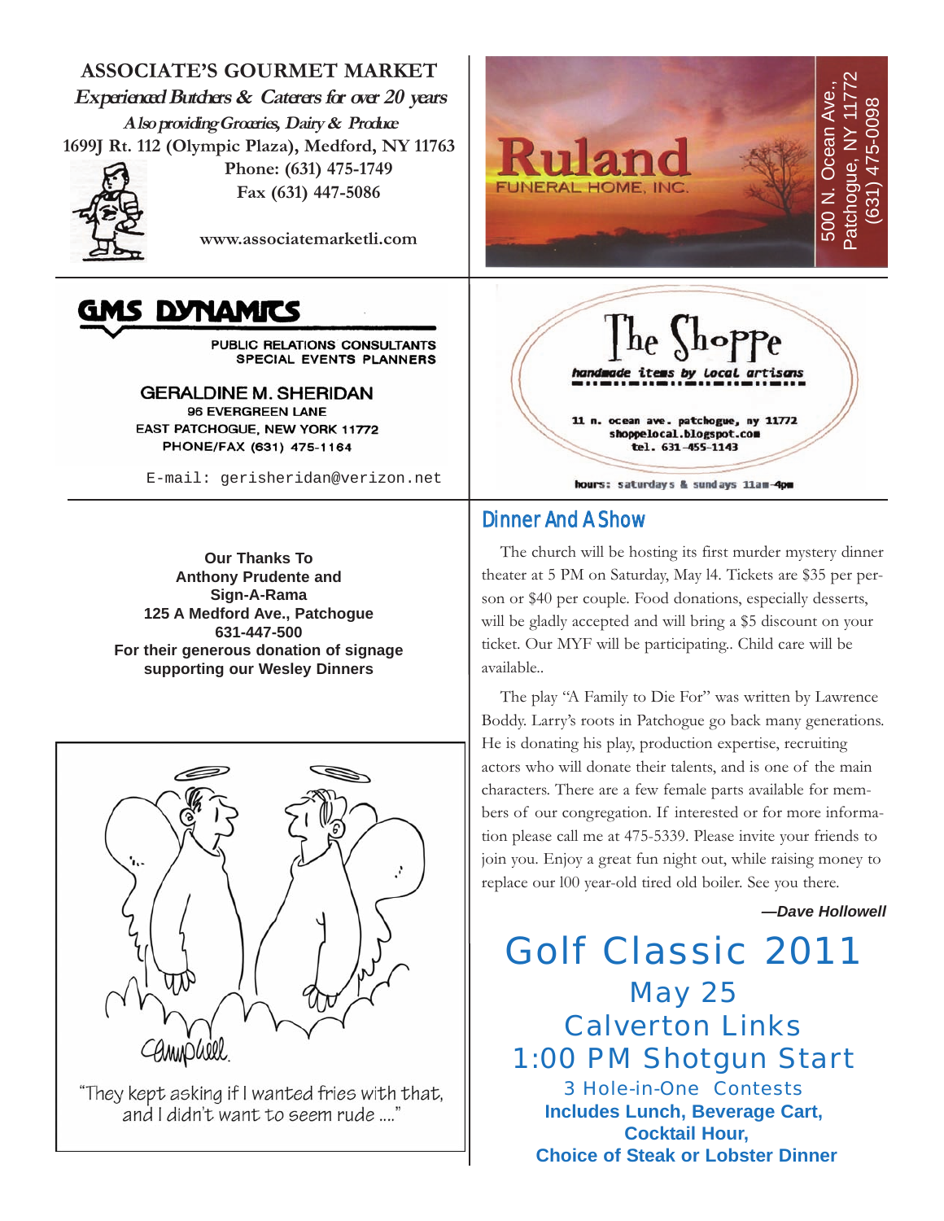**ASSOCIATE'S GOURMET MARKET**

*Experienced Butchers & Caterers for over 20 years*

*Also providing Groceries, Dairy & Produce*

1699J Rt. 112 (Olympic Plaza), Medford, NY 11763

Phone: (631) 475-1749

Fax (631) 447-5086

www.associatemarketli.com

**Ruland**

FUNERAL HOME, INC.

500 N. Ocean Ave., Patchogue, NY 11772

(631) 475-0098

**GMS DYNAMICS**

PUBLIC RELATIONS CONSULTANTS
SPECIAL EVENTS PLANNERS

GERALDINE M. SHERIDAN
96 EVERGREEN LANE
EAST PATCHOGUE, NEW YORK 11772
PHONE/FAX (631) 475-1164

E-mail: gerisheridan@verizon.net

**The Shoppe**

*handmade items by local artisans*

11 n. ocean ave. patchogue, ny 11772
shoppelocal.blogspot.com
tel. 631-455-1143

hours: saturdays & sundays 11am-4pm

**Our Thanks To**
**Anthony Prudente and**
**Sign-A-Rama**
**125 A Medford Ave., Patchogue**
**631-447-500**
**For their generous donation of signage supporting our Wesley Dinners**

"They kept asking if I wanted fries with that, and I didn't want to seem rude ...."

## Dinner And A Show

The church will be hosting its first murder mystery dinner theater at 5 PM on Saturday, May 14. Tickets are $35 per person or $40 per couple. Food donations, especially desserts, will be gladly accepted and will bring a $5 discount on your ticket. Our MYF will be participating.. Child care will be available..

The play "A Family to Die For" was written by Lawrence Boddy. Larry's roots in Patchogue go back many generations. He is donating his play, production expertise, recruiting actors who will donate their talents, and is one of the main characters. There are a few female parts available for members of our congregation. If interested or for more information please call me at 475-5339. Please invite your friends to join you. Enjoy a great fun night out, while raising money to replace our 100 year-old tired old boiler. See you there.

***—Dave Hollowell***

# Golf Classic 2011

## May 25
## Calverton Links
## 1:00 PM Shotgun Start

3 Hole-in-One Contests

**Includes Lunch, Beverage Cart,**
**Cocktail Hour,**
**Choice of Steak or Lobster Dinner**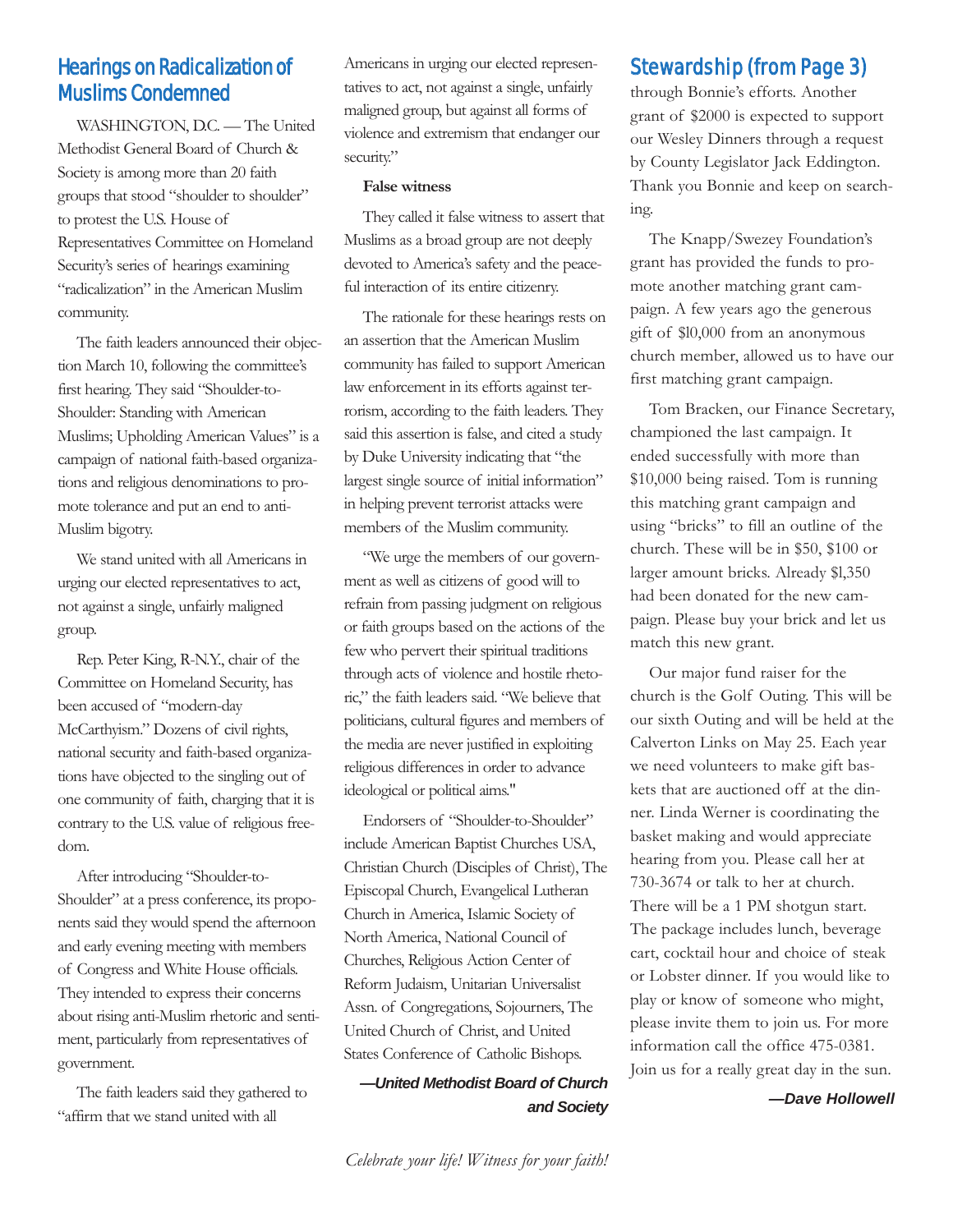## Hearings on Radicalization of Muslims Condemned

WASHINGTON, D.C. — The United Methodist General Board of Church & Society is among more than 20 faith groups that stood "shoulder to shoulder" to protest the U.S. House of Representatives Committee on Homeland Security's series of hearings examining "radicalization" in the American Muslim community.

The faith leaders announced their objection March 10, following the committee's first hearing. They said "Shoulder-to-Shoulder: Standing with American Muslims; Upholding American Values" is a campaign of national faith-based organizations and religious denominations to promote tolerance and put an end to anti-Muslim bigotry.

We stand united with all Americans in urging our elected representatives to act, not against a single, unfairly maligned group.

Rep. Peter King, R-N.Y., chair of the Committee on Homeland Security, has been accused of "modern-day McCarthyism." Dozens of civil rights, national security and faith-based organizations have objected to the singling out of one community of faith, charging that it is contrary to the U.S. value of religious freedom.

After introducing "Shoulder-to-Shoulder" at a press conference, its proponents said they would spend the afternoon and early evening meeting with members of Congress and White House officials. They intended to express their concerns about rising anti-Muslim rhetoric and sentiment, particularly from representatives of government.

The faith leaders said they gathered to "affirm that we stand united with all Americans in urging our elected representatives to act, not against a single, unfairly maligned group, but against all forms of violence and extremism that endanger our security."

**False witness**

They called it false witness to assert that Muslims as a broad group are not deeply devoted to America's safety and the peaceful interaction of its entire citizenry.

The rationale for these hearings rests on an assertion that the American Muslim community has failed to support American law enforcement in its efforts against terrorism, according to the faith leaders. They said this assertion is false, and cited a study by Duke University indicating that "the largest single source of initial information" in helping prevent terrorist attacks were members of the Muslim community.

"We urge the members of our government as well as citizens of good will to refrain from passing judgment on religious or faith groups based on the actions of the few who pervert their spiritual traditions through acts of violence and hostile rhetoric," the faith leaders said. "We believe that politicians, cultural figures and members of the media are never justified in exploiting religious differences in order to advance ideological or political aims."

Endorsers of "Shoulder-to-Shoulder" include American Baptist Churches USA, Christian Church (Disciples of Christ), The Episcopal Church, Evangelical Lutheran Church in America, Islamic Society of North America, National Council of Churches, Religious Action Center of Reform Judaism, Unitarian Universalist Assn. of Congregations, Sojourners, The United Church of Christ, and United States Conference of Catholic Bishops.

***—United Methodist Board of Church and Society***

## Stewardship (from Page 3)

through Bonnie's efforts. Another grant of $2000 is expected to support our Wesley Dinners through a request by County Legislator Jack Eddington. Thank you Bonnie and keep on searching.

The Knapp/Swezey Foundation's grant has provided the funds to promote another matching grant campaign. A few years ago the generous gift of $10,000 from an anonymous church member, allowed us to have our first matching grant campaign.

Tom Bracken, our Finance Secretary, championed the last campaign. It ended successfully with more than $10,000 being raised. Tom is running this matching grant campaign and using "bricks" to fill an outline of the church. These will be in $50, $100 or larger amount bricks. Already $1,350 had been donated for the new campaign. Please buy your brick and let us match this new grant.

Our major fund raiser for the church is the Golf Outing. This will be our sixth Outing and will be held at the Calverton Links on May 25. Each year we need volunteers to make gift baskets that are auctioned off at the dinner. Linda Werner is coordinating the basket making and would appreciate hearing from you. Please call her at 730-3674 or talk to her at church. There will be a 1 PM shotgun start. The package includes lunch, beverage cart, cocktail hour and choice of steak or Lobster dinner. If you would like to play or know of someone who might, please invite them to join us. For more information call the office 475-0381. Join us for a really great day in the sun.

***—Dave Hollowell***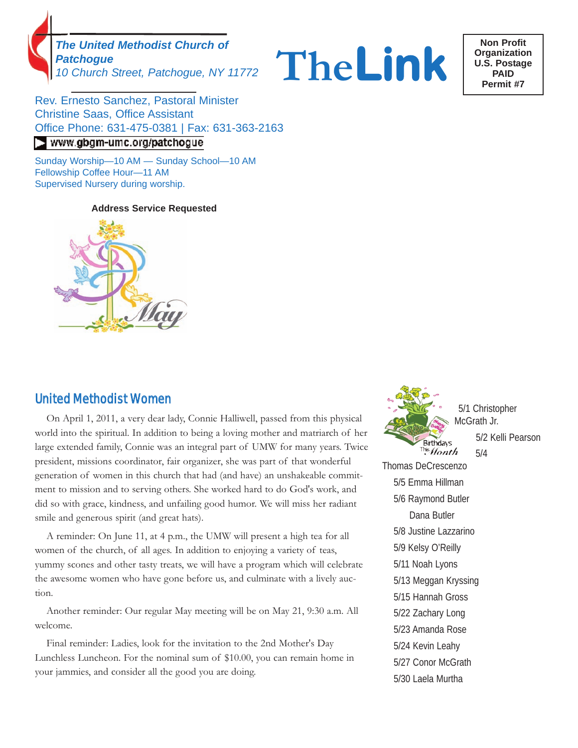*The United Methodist Church of Patchogue*
*10 Church Street, Patchogue, NY 11772*

# The Link

**Non Profit Organization**
**U.S. Postage**
**PAID**
**Permit #7**

Rev. Ernesto Sanchez, Pastoral Minister
Christine Saas, Office Assistant
Office Phone: 631-475-0381 | Fax: 631-363-2163
www.gbgm-umc.org/patchogue

Sunday Worship—10 AM — Sunday School—10 AM
Fellowship Coffee Hour—11 AM
Supervised Nursery during worship.

**Address Service Requested**

May

## United Methodist Women

On April 1, 2011, a very dear lady, Connie Halliwell, passed from this physical world into the spiritual. In addition to being a loving mother and matriarch of her large extended family, Connie was an integral part of UMW for many years. Twice president, missions coordinator, fair organizer, she was part of that wonderful generation of women in this church that had (and have) an unshakeable commitment to mission and to serving others. She worked hard to do God's work, and did so with grace, kindness, and unfailing good humor. We will miss her radiant smile and generous spirit (and great hats).

A reminder: On June 11, at 4 p.m., the UMW will present a high tea for all women of the church, of all ages. In addition to enjoying a variety of teas, yummy scones and other tasty treats, we will have a program which will celebrate the awesome women who have gone before us, and culminate with a lively auction.

Another reminder: Our regular May meeting will be on May 21, 9:30 a.m. All welcome.

Final reminder: Ladies, look for the invitation to the 2nd Mother's Day Lunchless Luncheon. For the nominal sum of $10.00, you can remain home in your jammies, and consider all the good you are doing.

Birthdays This Month

5/1 Christopher McGrath Jr.
5/2 Kelli Pearson
5/4 Thomas DeCrescenzo
5/5 Emma Hillman
5/6 Raymond Butler
Dana Butler
5/8 Justine Lazzarino
5/9 Kelsy O'Reilly
5/11 Noah Lyons
5/13 Meggan Kryssing
5/15 Hannah Gross
5/22 Zachary Long
5/23 Amanda Rose
5/24 Kevin Leahy
5/27 Conor McGrath
5/30 Laela Murtha